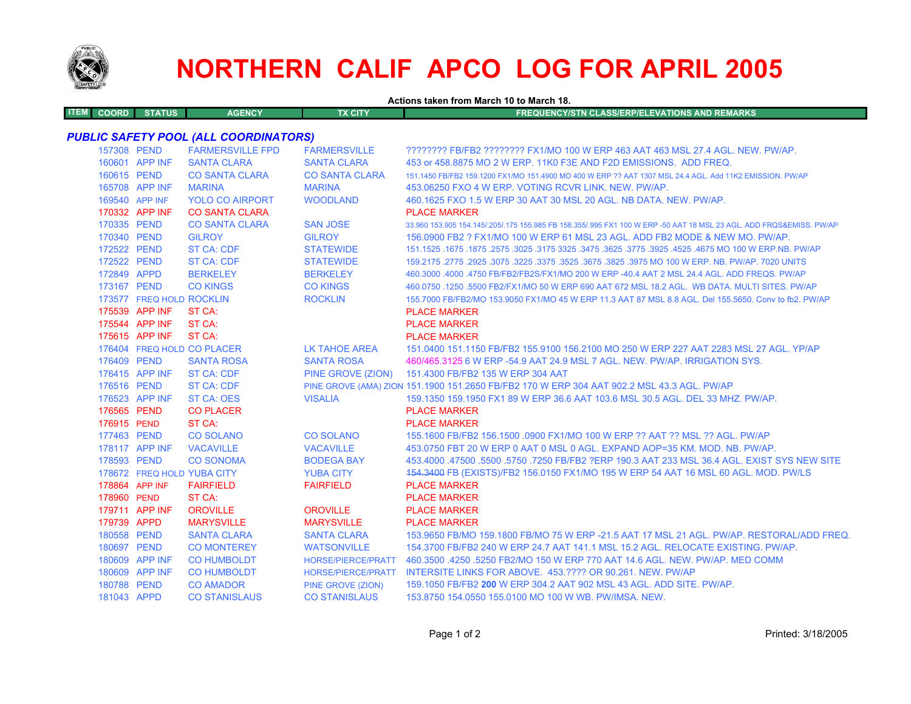# NORTHERN CALIF APCO LOG FOR APRIL 2005

**Actions taken from March 10 to March 18.**

| ITEM | COORD | STATUS | AGENCY | TX CITY | FREQUENCY/STN CLASS/ERP/ELEVATIONS AND REMARKS |
|---|---|---|---|---|---|

### *PUBLIC SAFETY POOL (ALL COORDINATORS)*

| ITEM | COORD | STATUS | AGENCY | TX CITY | FREQUENCY/STN CLASS/ERP/ELEVATIONS AND REMARKS |
|---|---|---|---|---|---|
| | 157308 | PEND | FARMERSVILLE FPD | FARMERSVILLE | ???????? FB/FB2 ???????? FX1/MO 100 W ERP 463 AAT 463 MSL 27.4 AGL. NEW. PW/AP. |
| | 160601 | APP INF | SANTA CLARA | SANTA CLARA | 453 or 458.8875 MO 2 W ERP. 11K0 F3E AND F2D EMISSIONS. ADD FREQ. |
| | 160615 | PEND | CO SANTA CLARA | CO SANTA CLARA | 151.1450 FB/FB2 159.1200 FX1/MO 151.4900 MO 400 W ERP ?? AAT 1307 MSL 24.4 AGL. Add 11K2 EMISSION. PW/AP |
| | 165708 | APP INF | MARINA | MARINA | 453.06250 FXO 4 W ERP. VOTING RCVR LINK. NEW. PW/AP. |
| | 169540 | APP INF | YOLO CO AIRPORT | WOODLAND | 460.1625 FXO 1.5 W ERP 30 AAT 30 MSL 20 AGL. NB DATA. NEW. PW/AP. |
| | 170332 | APP INF | CO SANTA CLARA | | PLACE MARKER |
| | 170335 | PEND | CO SANTA CLARA | SAN JOSE | 33.960 153.905 154.145/.205/.175 155.985 FB 158.355/.995 FX1 100 W ERP -50 AAT 18 MSL 23 AGL. ADD FRQS&EMISS. PW/AP |
| | 170340 | PEND | GILROY | GILROY | 156.0900 FB2 ? FX1/MO 100 W ERP 61 MSL 23 AGL. ADD FB2 MODE & NEW MO. PW/AP. |
| | 172522 | PEND | ST CA: CDF | STATEWIDE | 151.1525 .1675 .1875 .2575 .3025 .3175 3325 .3475 .3625 .3775 .3925 .4525 .4675 MO 100 W ERP.NB. PW/AP |
| | 172522 | PEND | ST CA: CDF | STATEWIDE | 159.2175 .2775 .2925 .3075 .3225 .3375 .3525 .3675 .3825 .3975 MO 100 W ERP. NB. PW/AP. 7020 UNITS |
| | 172849 | APPD | BERKELEY | BERKELEY | 460.3000 .4000 .4750 FB/FB2/FB2S/FX1/MO 200 W ERP -40.4 AAT 2 MSL 24.4 AGL. ADD FREQS. PW/AP |
| | 173167 | PEND | CO KINGS | CO KINGS | 460.0750 .1250 .5500 FB2/FX1/MO 50 W ERP 690 AAT 672 MSL 18.2 AGL. WB DATA. MULTI SITES. PW/AP |
| | 173577 | FREQ HOLD | ROCKLIN | ROCKLIN | 155.7000 FB/FB2/MO 153.9050 FX1/MO 45 W ERP 11.3 AAT 87 MSL 8.8 AGL. Del 155.5650. Conv to fb2. PW/AP |
| | 175539 | APP INF | ST CA: | | PLACE MARKER |
| | 175544 | APP INF | ST CA: | | PLACE MARKER |
| | 175615 | APP INF | ST CA: | | PLACE MARKER |
| | 176404 | FREQ HOLD | CO PLACER | LK TAHOE AREA | 151.0400 151.1150 FB/FB2 155.9100 156.2100 MO 250 W ERP 227 AAT 2283 MSL 27 AGL. YP/AP |
| | 176409 | PEND | SANTA ROSA | SANTA ROSA | 460/465.3125 6 W ERP -54.9 AAT 24.9 MSL 7 AGL. NEW. PW/AP. IRRIGATION SYS. |
| | 176415 | APP INF | ST CA: CDF | PINE GROVE (ZION) | 151.4300 FB/FB2 135 W ERP 304 AAT |
| | 176516 | PEND | ST CA: CDF | PINE GROVE (AMA) ZION | 151.1900 151.2650 FB/FB2 170 W ERP 304 AAT 902.2 MSL 43.3 AGL. PW/AP |
| | 176523 | APP INF | ST CA: OES | VISALIA | 159.1350 159.1950 FX1 89 W ERP 36.6 AAT 103.6 MSL 30.5 AGL. DEL 33 MHZ. PW/AP. |
| | 176565 | PEND | CO PLACER | | PLACE MARKER |
| | 176915 | PEND | ST CA: | | PLACE MARKER |
| | 177463 | PEND | CO SOLANO | CO SOLANO | 155.1600 FB/FB2 156.1500 .0900 FX1/MO 100 W ERP ?? AAT ?? MSL ?? AGL. PW/AP |
| | 178117 | APP INF | VACAVILLE | VACAVILLE | 453.0750 FBT 20 W ERP 0 AAT 0 MSL 0 AGL. EXPAND AOP=35 KM. MOD. NB. PW/AP. |
| | 178593 | PEND | CO SONOMA | BODEGA BAY | 453.4000 .47500 .5500 .5750 .7250 FB/FB2 ?ERP 190.3 AAT 233 MSL 36.4 AGL. EXIST SYS NEW SITE |
| | 178672 | FREQ HOLD | YUBA CITY | YUBA CITY | ~~154.3400~~ FB (EXISTS)/FB2 156.0150 FX1/MO 195 W ERP 54 AAT 16 MSL 60 AGL. MOD. PW/LS |
| | 178864 | APP INF | FAIRFIELD | FAIRFIELD | PLACE MARKER |
| | 178960 | PEND | ST CA: | | PLACE MARKER |
| | 179711 | APP INF | OROVILLE | OROVILLE | PLACE MARKER |
| | 179739 | APPD | MARYSVILLE | MARYSVILLE | PLACE MARKER |
| | 180558 | PEND | SANTA CLARA | SANTA CLARA | 153.9650 FB/MO 159.1800 FB/MO 75 W ERP -21.5 AAT 17 MSL 21 AGL. PW/AP. RESTORAL/ADD FREQ. |
| | 180697 | PEND | CO MONTEREY | WATSONVILLE | 154.3700 FB/FB2 240 W ERP 24.7 AAT 141.1 MSL 15.2 AGL. RELOCATE EXISTING. PW/AP. |
| | 180609 | APP INF | CO HUMBOLDT | HORSE/PIERCE/PRATT | 460.3500 .4250 .5250 FB2/MO 150 W ERP 770 AAT 14.6 AGL. NEW. PW/AP. MED COMM |
| | 180609 | APP INF | CO HUMBOLDT | HORSE/PIERCE/PRATT | INTERSITE LINKS FOR ABOVE. 453.???? OR 90.261. NEW. PW/AP |
| | 180788 | PEND | CO AMADOR | PINE GROVE (ZION) | 159.1050 FB/FB2 **200** W ERP 304.2 AAT 902 MSL 43 AGL. ADD SITE. PW/AP. |
| | 181043 | APPD | CO STANISLAUS | CO STANISLAUS | 153.8750 154.0550 155.0100 MO 100 W WB. PW/IMSA. NEW. |

Printed: 3/18/2005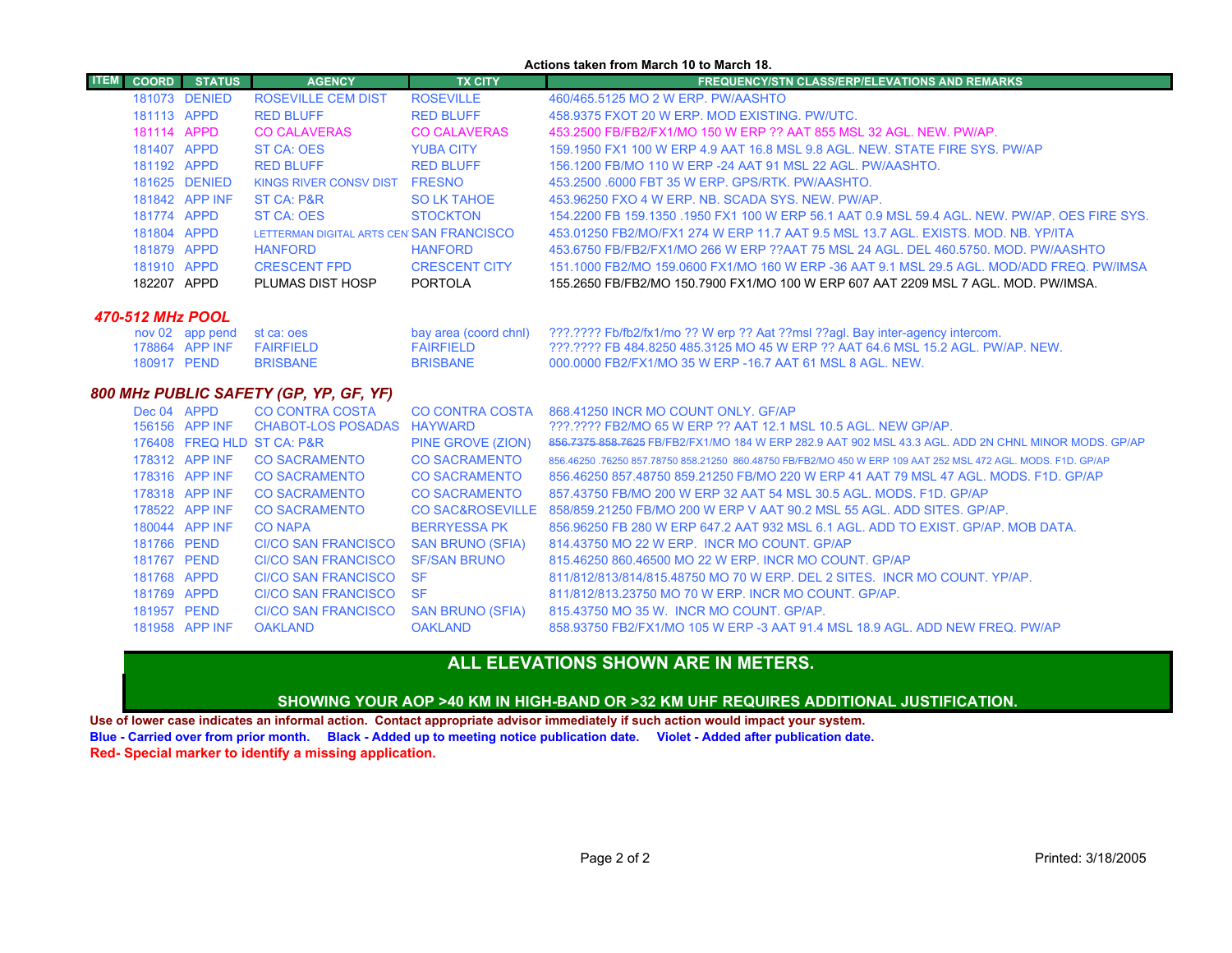**Actions taken from March 10 to March 18.**

| ITEM | COORD | STATUS | AGENCY | TX CITY | FREQUENCY/STN CLASS/ERP/ELEVATIONS AND REMARKS |
|---|---|---|---|---|---|
| | 181073 | DENIED | ROSEVILLE CEM DIST | ROSEVILLE | 460/465.5125 MO 2 W ERP. PW/AASHTO |
| | 181113 | APPD | RED BLUFF | RED BLUFF | 458.9375 FXOT 20 W ERP. MOD EXISTING. PW/UTC. |
| | 181114 | APPD | CO CALAVERAS | CO CALAVERAS | 453.2500 FB/FB2/FX1/MO 150 W ERP ?? AAT 855 MSL 32 AGL. NEW. PW/AP. |
| | 181407 | APPD | ST CA: OES | YUBA CITY | 159.1950 FX1 100 W ERP 4.9 AAT 16.8 MSL 9.8 AGL. NEW. STATE FIRE SYS. PW/AP |
| | 181192 | APPD | RED BLUFF | RED BLUFF | 156.1200 FB/MO 110 W ERP -24 AAT 91 MSL 22 AGL. PW/AASHTO. |
| | 181625 | DENIED | KINGS RIVER CONSV DIST | FRESNO | 453.2500 .6000 FBT 35 W ERP. GPS/RTK. PW/AASHTO. |
| | 181842 | APP INF | ST CA: P&R | SO LK TAHOE | 453.96250 FXO 4 W ERP. NB. SCADA SYS. NEW. PW/AP. |
| | 181774 | APPD | ST CA: OES | STOCKTON | 154.2200 FB 159.1350 .1950 FX1 100 W ERP 56.1 AAT 0.9 MSL 59.4 AGL. NEW. PW/AP. OES FIRE SYS. |
| | 181804 | APPD | LETTERMAN DIGITAL ARTS CEN | SAN FRANCISCO | 453.01250 FB2/MO/FX1 274 W ERP 11.7 AAT 9.5 MSL 13.7 AGL. EXISTS. MOD. NB. YP/ITA |
| | 181879 | APPD | HANFORD | HANFORD | 453.6750 FB/FB2/FX1/MO 266 W ERP ??AAT 75 MSL 24 AGL. DEL 460.5750. MOD. PW/AASHTO |
| | 181910 | APPD | CRESCENT FPD | CRESCENT CITY | 151.1000 FB2/MO 159.0600 FX1/MO 160 W ERP -36 AAT 9.1 MSL 29.5 AGL. MOD/ADD FREQ. PW/IMSA |
| | 182207 | APPD | PLUMAS DIST HOSP | PORTOLA | 155.2650 FB/FB2/MO 150.7900 FX1/MO 100 W ERP 607 AAT 2209 MSL 7 AGL. MOD. PW/IMSA. |

### *470-512 MHz POOL*

| | | | | | |
|---|---|---|---|---|---|
| | nov 02 | app pend | st ca: oes | bay area (coord chnl) | ???.???? Fb/fb2/fx1/mo ?? W erp ?? Aat ??msl ??agl. Bay inter-agency intercom. |
| | 178864 | APP INF | FAIRFIELD | FAIRFIELD | ???.???? FB 484.8250 485.3125 MO 45 W ERP ?? AAT 64.6 MSL 15.2 AGL. PW/AP. NEW. |
| | 180917 | PEND | BRISBANE | BRISBANE | 000.0000 FB2/FX1/MO 35 W ERP -16.7 AAT 61 MSL 8 AGL. NEW. |

### *800 MHz PUBLIC SAFETY (GP, YP, GF, YF)*

| | | | | | |
|---|---|---|---|---|---|
| | Dec 04 | APPD | CO CONTRA COSTA | CO CONTRA COSTA | 868.41250 INCR MO COUNT ONLY. GF/AP |
| | 156156 | APP INF | CHABOT-LOS POSADAS | HAYWARD | ???.???? FB2/MO 65 W ERP ?? AAT 12.1 MSL 10.5 AGL. NEW GP/AP. |
| | 176408 | FREQ HLD | ST CA: P&R | PINE GROVE (ZION) | ~~856.7375 858.7625~~ FB/FB2/FX1/MO 184 W ERP 282.9 AAT 902 MSL 43.3 AGL. ADD 2N CHNL MINOR MODS. GP/AP |
| | 178312 | APP INF | CO SACRAMENTO | CO SACRAMENTO | 856.46250 .76250 857.78750 858.21250 860.48750 FB/FB2/MO 450 W ERP 109 AAT 252 MSL 472 AGL. MODS. F1D. GP/AP |
| | 178316 | APP INF | CO SACRAMENTO | CO SACRAMENTO | 856.46250 857.48750 859.21250 FB/MO 220 W ERP 41 AAT 79 MSL 47 AGL. MODS. F1D. GP/AP |
| | 178318 | APP INF | CO SACRAMENTO | CO SACRAMENTO | 857.43750 FB/MO 200 W ERP 32 AAT 54 MSL 30.5 AGL. MODS. F1D. GP/AP |
| | 178522 | APP INF | CO SACRAMENTO | CO SAC&ROSEVILLE | 858/859.21250 FB/MO 200 W ERP V AAT 90.2 MSL 55 AGL. ADD SITES. GP/AP. |
| | 180044 | APP INF | CO NAPA | BERRYESSA PK | 856.96250 FB 280 W ERP 647.2 AAT 932 MSL 6.1 AGL. ADD TO EXIST. GP/AP. MOB DATA. |
| | 181766 | PEND | CI/CO SAN FRANCISCO | SAN BRUNO (SFIA) | 814.43750 MO 22 W ERP. INCR MO COUNT. GP/AP |
| | 181767 | PEND | CI/CO SAN FRANCISCO | SF/SAN BRUNO | 815.46250 860.46500 MO 22 W ERP. INCR MO COUNT. GP/AP |
| | 181768 | APPD | CI/CO SAN FRANCISCO | SF | 811/812/813/814/815.48750 MO 70 W ERP. DEL 2 SITES. INCR MO COUNT. YP/AP. |
| | 181769 | APPD | CI/CO SAN FRANCISCO | SF | 811/812/813.23750 MO 70 W ERP. INCR MO COUNT. GP/AP. |
| | 181957 | PEND | CI/CO SAN FRANCISCO | SAN BRUNO (SFIA) | 815.43750 MO 35 W. INCR MO COUNT. GP/AP. |
| | 181958 | APP INF | OAKLAND | OAKLAND | 858.93750 FB2/FX1/MO 105 W ERP -3 AAT 91.4 MSL 18.9 AGL. ADD NEW FREQ. PW/AP |

**ALL ELEVATIONS SHOWN ARE IN METERS.**

**SHOWING YOUR AOP >40 KM IN HIGH-BAND OR >32 KM UHF REQUIRES ADDITIONAL JUSTIFICATION.**

**Use of lower case indicates an informal action. Contact appropriate advisor immediately if such action would impact your system.**

**Blue - Carried over from prior month. Black - Added up to meeting notice publication date. Violet - Added after publication date.**

**Red- Special marker to identify a missing application.**

Printed: 3/18/2005